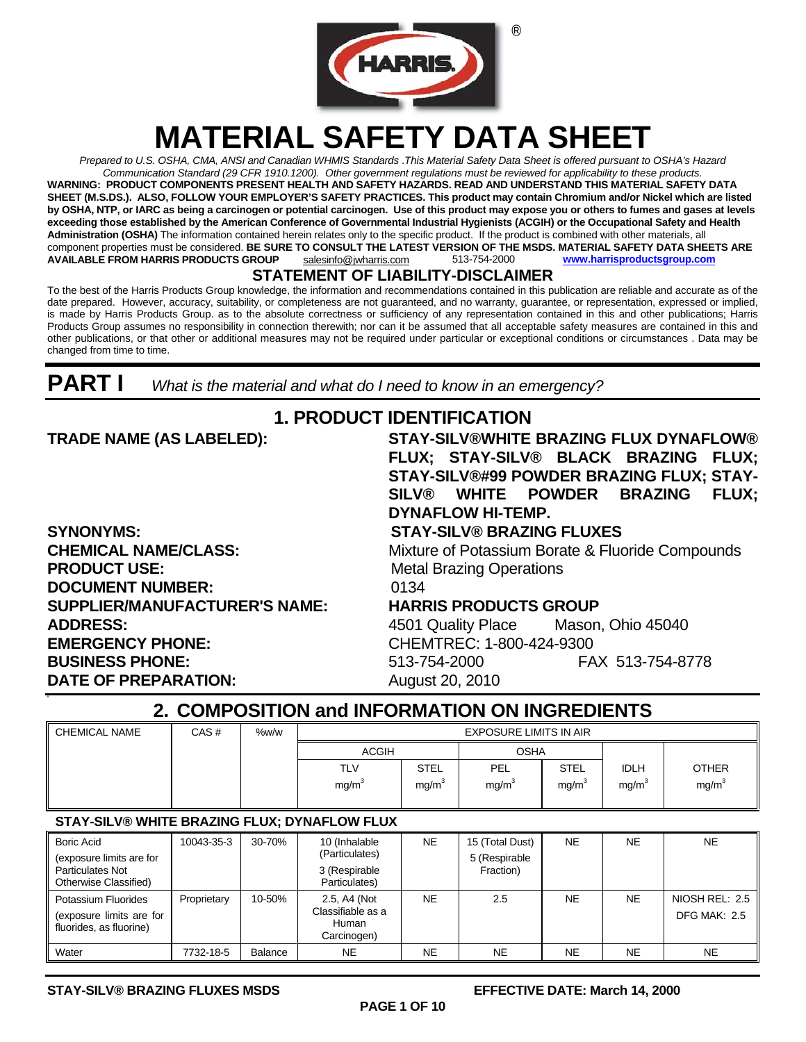# MATERIAL SAFETY DATA SHEET

*Prepared to U.S. OSHA, CMA, ANSI and Canadian WHMIS Standards .This Material Safety Data Sheet is offered pursuant to OSHA's Hazard Communication Standard (29 CFR 1910.1200). Other government regulations must be reviewed for applicability to these products.*

**WARNING: PRODUCT COMPONENTS PRESENT HEALTH AND SAFETY HAZARDS. READ AND UNDERSTAND THIS MATERIAL SAFETY DATA SHEET (M.S.DS.). ALSO, FOLLOW YOUR EMPLOYER'S SAFETY PRACTICES. This product may contain Chromium and/or Nickel which are listed by OSHA, NTP, or IARC as being a carcinogen or potential carcinogen. Use of this product may expose you or others to fumes and gases at levels exceeding those established by the American Conference of Governmental Industrial Hygienists (ACGIH) or the Occupational Safety and Health Administration (OSHA)** The information contained herein relates only to the specific product. If the product is combined with other materials, all component properties must be considered. **BE SURE TO CONSULT THE LATEST VERSION OF THE MSDS. MATERIAL SAFETY DATA SHEETS ARE AVAILABLE FROM HARRIS PRODUCTS GROUP** salesinfo@jwharris.com 513-754-2000 **www.harrisproductsgroup.com**

## STATEMENT OF LIABILITY-DISCLAIMER

To the best of the Harris Products Group knowledge, the information and recommendations contained in this publication are reliable and accurate as of the date prepared. However, accuracy, suitability, or completeness are not guaranteed, and no warranty, guarantee, or representation, expressed or implied, is made by Harris Products Group. as to the absolute correctness or sufficiency of any representation contained in this and other publications; Harris Products Group assumes no responsibility in connection therewith; nor can it be assumed that all acceptable safety measures are contained in this and other publications, or that other or additional measures may not be required under particular or exceptional conditions or circumstances . Data may be changed from time to time.

# PART I *What is the material and what do I need to know in an emergency?*

## 1. PRODUCT IDENTIFICATION

**TRADE NAME (AS LABELED):** **STAY-SILV®WHITE BRAZING FLUX DYNAFLOW® FLUX; STAY-SILV® BLACK BRAZING FLUX; STAY-SILV®#99 POWDER BRAZING FLUX; STAY-SILV® WHITE POWDER BRAZING FLUX; DYNAFLOW HI-TEMP.**

**SYNONYMS:** **STAY-SILV® BRAZING FLUXES**

**CHEMICAL NAME/CLASS:** Mixture of Potassium Borate & Fluoride Compounds

**PRODUCT USE:** Metal Brazing Operations

**DOCUMENT NUMBER:** 0134

**SUPPLIER/MANUFACTURER'S NAME:** **HARRIS PRODUCTS GROUP**

**ADDRESS:** 4501 Quality Place Mason, Ohio 45040

**EMERGENCY PHONE:** CHEMTREC: 1-800-424-9300

**BUSINESS PHONE:** 513-754-2000 FAX 513-754-8778

**DATE OF PREPARATION:** August 20, 2010

## 2. COMPOSITION and INFORMATION ON INGREDIENTS

| CHEMICAL NAME | CAS # | %w/w | EXPOSURE LIMITS IN AIR | | | | | |
|---|---|---|---|---|---|---|---|---|
| | | | ACGIH | | OSHA | | | |
| | | | TLV mg/m³ | STEL mg/m³ | PEL mg/m³ | STEL mg/m³ | IDLH mg/m³ | OTHER mg/m³ |
| **STAY-SILV® WHITE BRAZING FLUX; DYNAFLOW FLUX** | | | | | | | | |
| Boric Acid (exposure limits are for Particulates Not Otherwise Classified) | 10043-35-3 | 30-70% | 10 (Inhalable (Particulates) 3 (Respirable Particulates) | NE | 15 (Total Dust) 5 (Respirable Fraction) | NE | NE | NE |
| Potassium Fluorides (exposure limits are for fluorides, as fluorine) | Proprietary | 10-50% | 2.5, A4 (Not Classifiable as a Human Carcinogen) | NE | 2.5 | NE | NE | NIOSH REL: 2.5 DFG MAK: 2.5 |
| Water | 7732-18-5 | Balance | NE | NE | NE | NE | NE | NE |

**STAY-SILV® BRAZING FLUXES MSDS** **EFFECTIVE DATE: March 14, 2000**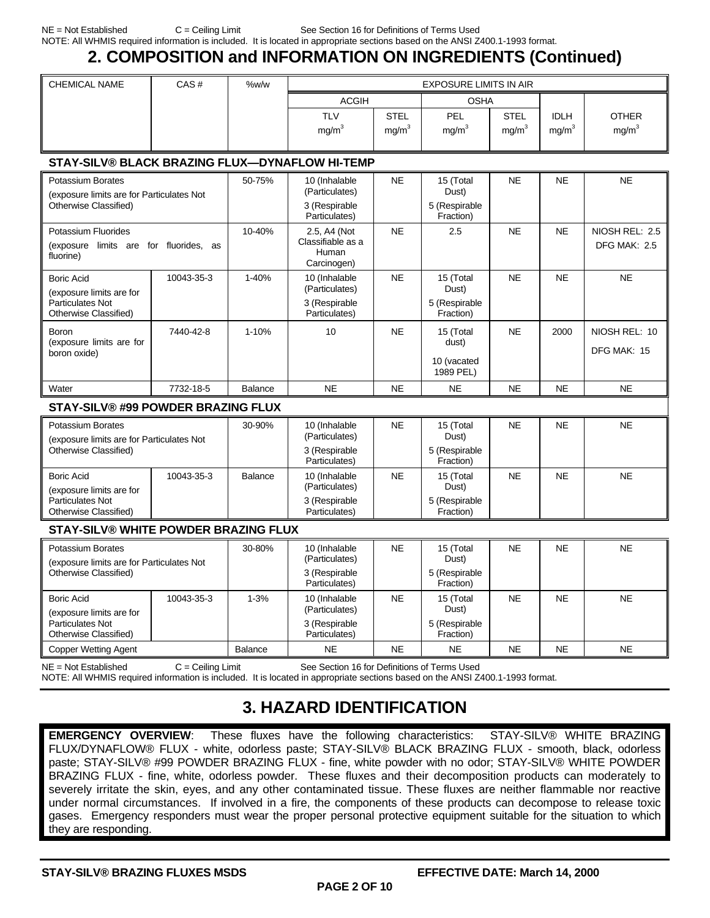NE = Not Established C = Ceiling Limit See Section 16 for Definitions of Terms Used

NOTE: All WHMIS required information is included. It is located in appropriate sections based on the ANSI Z400.1-1993 format.

# 2. COMPOSITION and INFORMATION ON INGREDIENTS (Continued)

| CHEMICAL NAME | CAS # | %w/w | EXPOSURE LIMITS IN AIR | | | | | |
|---|---|---|---|---|---|---|---|---|
| | | | ACGIH | | OSHA | | | |
| | | | TLV $mg/m^3$ | STEL $mg/m^3$ | PEL $mg/m^3$ | STEL $mg/m^3$ | IDLH $mg/m^3$ | OTHER $mg/m^3$ |
| **STAY-SILV® BLACK BRAZING FLUX—DYNAFLOW HI-TEMP** | | | | | | | | |
| Potassium Borates (exposure limits are for Particulates Not Otherwise Classified) | | 50-75% | 10 (Inhalable (Particulates) 3 (Respirable Particulates) | NE | 15 (Total Dust) 5 (Respirable Fraction) | NE | NE | NE |
| Potassium Fluorides (exposure limits are for fluorides, as fluorine) | | 10-40% | 2.5, A4 (Not Classifiable as a Human Carcinogen) | NE | 2.5 | NE | NE | NIOSH REL: 2.5 DFG MAK: 2.5 |
| Boric Acid (exposure limits are for Particulates Not Otherwise Classified) | 10043-35-3 | 1-40% | 10 (Inhalable (Particulates) 3 (Respirable Particulates) | NE | 15 (Total Dust) 5 (Respirable Fraction) | NE | NE | NE |
| Boron (exposure limits are for boron oxide) | 7440-42-8 | 1-10% | 10 | NE | 15 (Total dust) 10 (vacated 1989 PEL) | NE | 2000 | NIOSH REL: 10 DFG MAK: 15 |
| Water | 7732-18-5 | Balance | NE | NE | NE | NE | NE | NE |
| **STAY-SILV® #99 POWDER BRAZING FLUX** | | | | | | | | |
| Potassium Borates (exposure limits are for Particulates Not Otherwise Classified) | | 30-90% | 10 (Inhalable (Particulates) 3 (Respirable Particulates) | NE | 15 (Total Dust) 5 (Respirable Fraction) | NE | NE | NE |
| Boric Acid (exposure limits are for Particulates Not Otherwise Classified) | 10043-35-3 | Balance | 10 (Inhalable (Particulates) 3 (Respirable Particulates) | NE | 15 (Total Dust) 5 (Respirable Fraction) | NE | NE | NE |
| **STAY-SILV® WHITE POWDER BRAZING FLUX** | | | | | | | | |
| Potassium Borates (exposure limits are for Particulates Not Otherwise Classified) | | 30-80% | 10 (Inhalable (Particulates) 3 (Respirable Particulates) | NE | 15 (Total Dust) 5 (Respirable Fraction) | NE | NE | NE |
| Boric Acid (exposure limits are for Particulates Not Otherwise Classified) | 10043-35-3 | 1-3% | 10 (Inhalable (Particulates) 3 (Respirable Particulates) | NE | 15 (Total Dust) 5 (Respirable Fraction) | NE | NE | NE |
| Copper Wetting Agent | | Balance | NE | NE | NE | NE | NE | NE |

NE = Not Established C = Ceiling Limit See Section 16 for Definitions of Terms Used

NOTE: All WHMIS required information is included. It is located in appropriate sections based on the ANSI Z400.1-1993 format.

# 3. HAZARD IDENTIFICATION

**EMERGENCY OVERVIEW**: These fluxes have the following characteristics: STAY-SILV® WHITE BRAZING FLUX/DYNAFLOW® FLUX - white, odorless paste; STAY-SILV® BLACK BRAZING FLUX - smooth, black, odorless paste; STAY-SILV® #99 POWDER BRAZING FLUX - fine, white powder with no odor; STAY-SILV® WHITE POWDER BRAZING FLUX - fine, white, odorless powder. These fluxes and their decomposition products can moderately to severely irritate the skin, eyes, and any other contaminated tissue. These fluxes are neither flammable nor reactive under normal circumstances. If involved in a fire, the components of these products can decompose to release toxic gases. Emergency responders must wear the proper personal protective equipment suitable for the situation to which they are responding.

STAY-SILV® BRAZING FLUXES MSDS EFFECTIVE DATE: March 14, 2000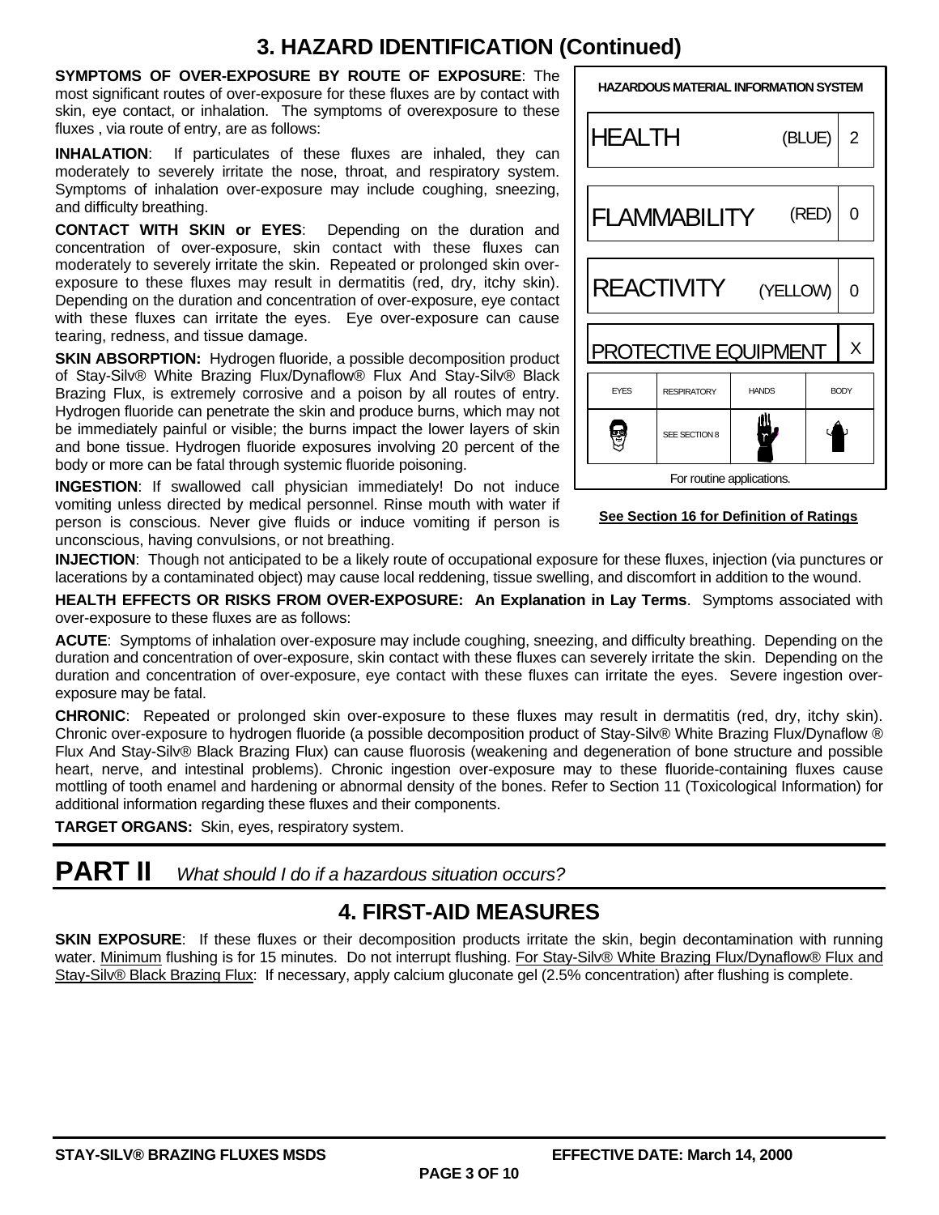## 3. HAZARD IDENTIFICATION (Continued)

**SYMPTOMS OF OVER-EXPOSURE BY ROUTE OF EXPOSURE**: The most significant routes of over-exposure for these fluxes are by contact with skin, eye contact, or inhalation. The symptoms of overexposure to these fluxes , via route of entry, are as follows:

**INHALATION**: If particulates of these fluxes are inhaled, they can moderately to severely irritate the nose, throat, and respiratory system. Symptoms of inhalation over-exposure may include coughing, sneezing, and difficulty breathing.

**CONTACT WITH SKIN or EYES**: Depending on the duration and concentration of over-exposure, skin contact with these fluxes can moderately to severely irritate the skin. Repeated or prolonged skin over-exposure to these fluxes may result in dermatitis (red, dry, itchy skin). Depending on the duration and concentration of over-exposure, eye contact with these fluxes can irritate the eyes. Eye over-exposure can cause tearing, redness, and tissue damage.

**SKIN ABSORPTION:** Hydrogen fluoride, a possible decomposition product of Stay-Silv® White Brazing Flux/Dynaflow® Flux And Stay-Silv® Black Brazing Flux, is extremely corrosive and a poison by all routes of entry. Hydrogen fluoride can penetrate the skin and produce burns, which may not be immediately painful or visible; the burns impact the lower layers of skin and bone tissue. Hydrogen fluoride exposures involving 20 percent of the body or more can be fatal through systemic fluoride poisoning.

**INGESTION**: If swallowed call physician immediately! Do not induce vomiting unless directed by medical personnel. Rinse mouth with water if person is conscious. Never give fluids or induce vomiting if person is unconscious, having convulsions, or not breathing.

| HAZARDOUS MATERIAL INFORMATION SYSTEM | | | |
|---|---|---|---|
| HEALTH | | (BLUE) | 2 |
| FLAMMABILITY | | (RED) | 0 |
| REACTIVITY | | (YELLOW) | 0 |
| PROTECTIVE EQUIPMENT | | | X |
| EYES | RESPIRATORY | HANDS | BODY |
| | SEE SECTION 8 | | |
| For routine applications. | | | |

**See Section 16 for Definition of Ratings**

**INJECTION**: Though not anticipated to be a likely route of occupational exposure for these fluxes, injection (via punctures or lacerations by a contaminated object) may cause local reddening, tissue swelling, and discomfort in addition to the wound.

**HEALTH EFFECTS OR RISKS FROM OVER-EXPOSURE: An Explanation in Lay Terms**. Symptoms associated with over-exposure to these fluxes are as follows:

**ACUTE**: Symptoms of inhalation over-exposure may include coughing, sneezing, and difficulty breathing. Depending on the duration and concentration of over-exposure, skin contact with these fluxes can severely irritate the skin. Depending on the duration and concentration of over-exposure, eye contact with these fluxes can irritate the eyes. Severe ingestion over-exposure may be fatal.

**CHRONIC**: Repeated or prolonged skin over-exposure to these fluxes may result in dermatitis (red, dry, itchy skin). Chronic over-exposure to hydrogen fluoride (a possible decomposition product of Stay-Silv® White Brazing Flux/Dynaflow ® Flux And Stay-Silv® Black Brazing Flux) can cause fluorosis (weakening and degeneration of bone structure and possible heart, nerve, and intestinal problems). Chronic ingestion over-exposure may to these fluoride-containing fluxes cause mottling of tooth enamel and hardening or abnormal density of the bones. Refer to Section 11 (Toxicological Information) for additional information regarding these fluxes and their components.

**TARGET ORGANS:** Skin, eyes, respiratory system.

# PART II *What should I do if a hazardous situation occurs?*

## 4. FIRST-AID MEASURES

**SKIN EXPOSURE**: If these fluxes or their decomposition products irritate the skin, begin decontamination with running water. Minimum flushing is for 15 minutes. Do not interrupt flushing. For Stay-Silv® White Brazing Flux/Dynaflow® Flux and Stay-Silv® Black Brazing Flux: If necessary, apply calcium gluconate gel (2.5% concentration) after flushing is complete.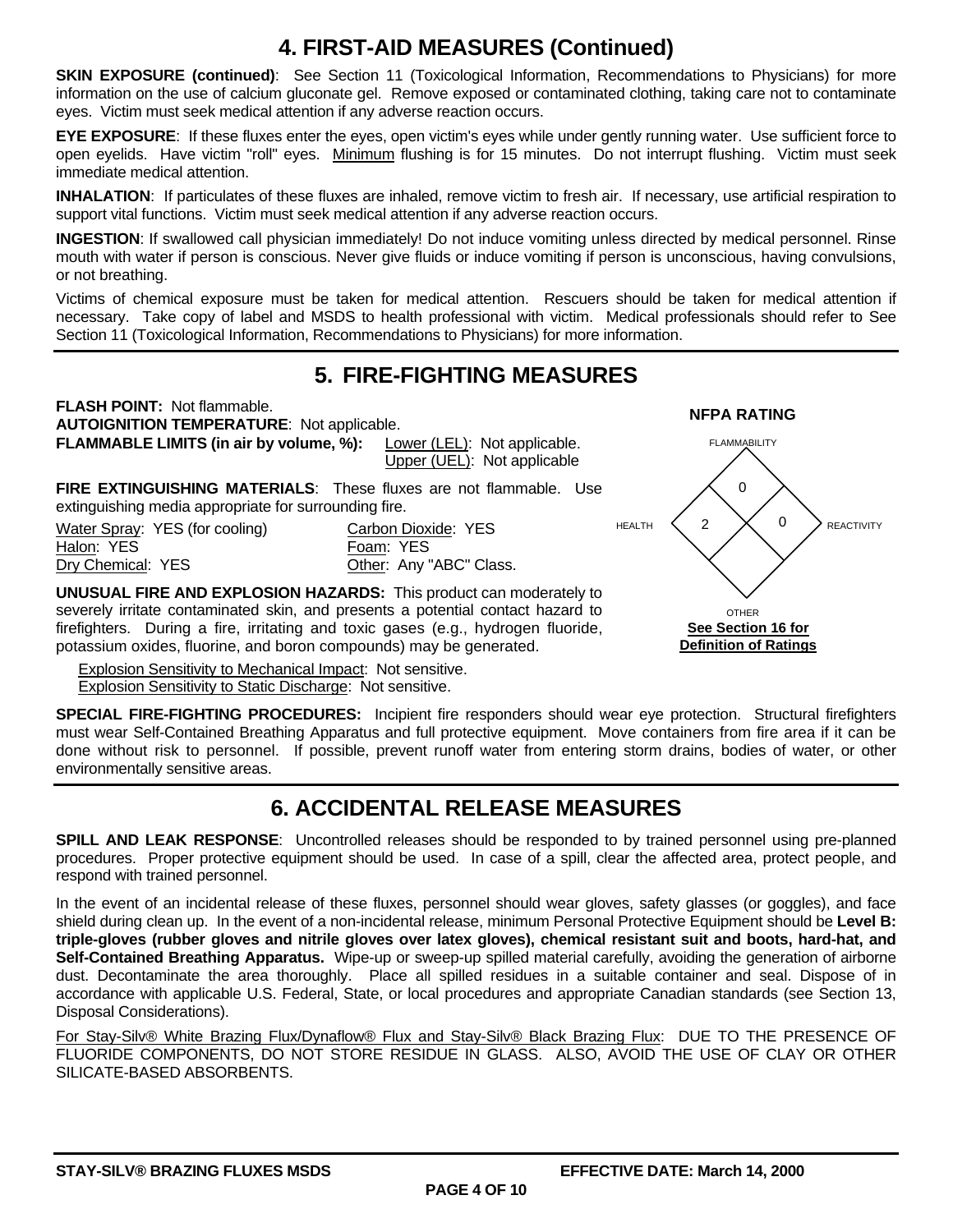## 4. FIRST-AID MEASURES (Continued)

**SKIN EXPOSURE (continued)**: See Section 11 (Toxicological Information, Recommendations to Physicians) for more information on the use of calcium gluconate gel. Remove exposed or contaminated clothing, taking care not to contaminate eyes. Victim must seek medical attention if any adverse reaction occurs.

**EYE EXPOSURE**: If these fluxes enter the eyes, open victim's eyes while under gently running water. Use sufficient force to open eyelids. Have victim "roll" eyes. Minimum flushing is for 15 minutes. Do not interrupt flushing. Victim must seek immediate medical attention.

**INHALATION**: If particulates of these fluxes are inhaled, remove victim to fresh air. If necessary, use artificial respiration to support vital functions. Victim must seek medical attention if any adverse reaction occurs.

**INGESTION**: If swallowed call physician immediately! Do not induce vomiting unless directed by medical personnel. Rinse mouth with water if person is conscious. Never give fluids or induce vomiting if person is unconscious, having convulsions, or not breathing.

Victims of chemical exposure must be taken for medical attention. Rescuers should be taken for medical attention if necessary. Take copy of label and MSDS to health professional with victim. Medical professionals should refer to See Section 11 (Toxicological Information, Recommendations to Physicians) for more information.

## 5. FIRE-FIGHTING MEASURES

**FLASH POINT:** Not flammable.
**AUTOIGNITION TEMPERATURE**: Not applicable.
**FLAMMABLE LIMITS (in air by volume, %):** Lower (LEL): Not applicable.
Upper (UEL): Not applicable

**NFPA RATING**

| | |
|---|---|
| FLAMMABILITY | 0 |
| HEALTH | 2 |
| REACTIVITY | 0 |
| OTHER | |

**See Section 16 for Definition of Ratings**

**FIRE EXTINGUISHING MATERIALS**: These fluxes are not flammable. Use extinguishing media appropriate for surrounding fire.

| | |
|---|---|
| Water Spray: YES (for cooling) | Carbon Dioxide: YES |
| Halon: YES | Foam: YES |
| Dry Chemical: YES | Other: Any "ABC" Class. |

**UNUSUAL FIRE AND EXPLOSION HAZARDS:** This product can moderately to severely irritate contaminated skin, and presents a potential contact hazard to firefighters. During a fire, irritating and toxic gases (e.g., hydrogen fluoride, potassium oxides, fluorine, and boron compounds) may be generated.

Explosion Sensitivity to Mechanical Impact: Not sensitive.
Explosion Sensitivity to Static Discharge: Not sensitive.

**SPECIAL FIRE-FIGHTING PROCEDURES:** Incipient fire responders should wear eye protection. Structural firefighters must wear Self-Contained Breathing Apparatus and full protective equipment. Move containers from fire area if it can be done without risk to personnel. If possible, prevent runoff water from entering storm drains, bodies of water, or other environmentally sensitive areas.

## 6. ACCIDENTAL RELEASE MEASURES

**SPILL AND LEAK RESPONSE**: Uncontrolled releases should be responded to by trained personnel using pre-planned procedures. Proper protective equipment should be used. In case of a spill, clear the affected area, protect people, and respond with trained personnel.

In the event of an incidental release of these fluxes, personnel should wear gloves, safety glasses (or goggles), and face shield during clean up. In the event of a non-incidental release, minimum Personal Protective Equipment should be **Level B: triple-gloves (rubber gloves and nitrile gloves over latex gloves), chemical resistant suit and boots, hard-hat, and Self-Contained Breathing Apparatus.** Wipe-up or sweep-up spilled material carefully, avoiding the generation of airborne dust. Decontaminate the area thoroughly. Place all spilled residues in a suitable container and seal. Dispose of in accordance with applicable U.S. Federal, State, or local procedures and appropriate Canadian standards (see Section 13, Disposal Considerations).

For Stay-Silv® White Brazing Flux/Dynaflow® Flux and Stay-Silv® Black Brazing Flux: DUE TO THE PRESENCE OF FLUORIDE COMPONENTS, DO NOT STORE RESIDUE IN GLASS. ALSO, AVOID THE USE OF CLAY OR OTHER SILICATE-BASED ABSORBENTS.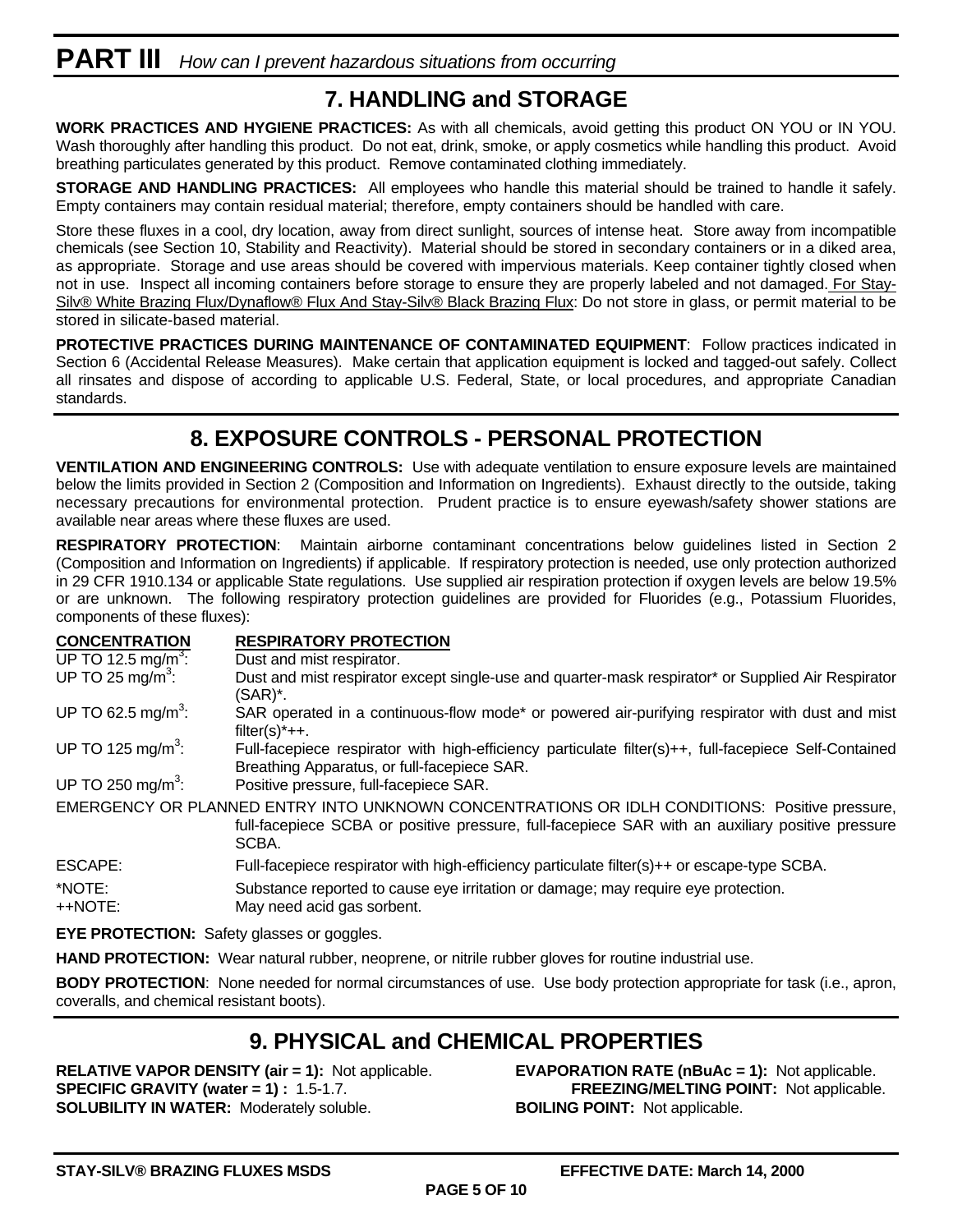# PART III *How can I prevent hazardous situations from occurring*

## 7. HANDLING and STORAGE

**WORK PRACTICES AND HYGIENE PRACTICES:** As with all chemicals, avoid getting this product ON YOU or IN YOU. Wash thoroughly after handling this product. Do not eat, drink, smoke, or apply cosmetics while handling this product. Avoid breathing particulates generated by this product. Remove contaminated clothing immediately.

**STORAGE AND HANDLING PRACTICES:** All employees who handle this material should be trained to handle it safely. Empty containers may contain residual material; therefore, empty containers should be handled with care.

Store these fluxes in a cool, dry location, away from direct sunlight, sources of intense heat. Store away from incompatible chemicals (see Section 10, Stability and Reactivity). Material should be stored in secondary containers or in a diked area, as appropriate. Storage and use areas should be covered with impervious materials. Keep container tightly closed when not in use. Inspect all incoming containers before storage to ensure they are properly labeled and not damaged. For Stay-Silv® White Brazing Flux/Dynaflow® Flux And Stay-Silv® Black Brazing Flux: Do not store in glass, or permit material to be stored in silicate-based material.

**PROTECTIVE PRACTICES DURING MAINTENANCE OF CONTAMINATED EQUIPMENT**: Follow practices indicated in Section 6 (Accidental Release Measures). Make certain that application equipment is locked and tagged-out safely. Collect all rinsates and dispose of according to applicable U.S. Federal, State, or local procedures, and appropriate Canadian standards.

## 8. EXPOSURE CONTROLS - PERSONAL PROTECTION

**VENTILATION AND ENGINEERING CONTROLS:** Use with adequate ventilation to ensure exposure levels are maintained below the limits provided in Section 2 (Composition and Information on Ingredients). Exhaust directly to the outside, taking necessary precautions for environmental protection. Prudent practice is to ensure eyewash/safety shower stations are available near areas where these fluxes are used.

**RESPIRATORY PROTECTION**: Maintain airborne contaminant concentrations below guidelines listed in Section 2 (Composition and Information on Ingredients) if applicable. If respiratory protection is needed, use only protection authorized in 29 CFR 1910.134 or applicable State regulations. Use supplied air respiration protection if oxygen levels are below 19.5% or are unknown. The following respiratory protection guidelines are provided for Fluorides (e.g., Potassium Fluorides, components of these fluxes):

| CONCENTRATION | RESPIRATORY PROTECTION |
|---|---|
| UP TO 12.5 mg/$m^3$: | Dust and mist respirator. |
| UP TO 25 mg/$m^3$: | Dust and mist respirator except single-use and quarter-mask respirator* or Supplied Air Respirator (SAR)*. |
| UP TO 62.5 mg/$m^3$: | SAR operated in a continuous-flow mode* or powered air-purifying respirator with dust and mist filter(s)*++. |
| UP TO 125 mg/$m^3$: | Full-facepiece respirator with high-efficiency particulate filter(s)++, full-facepiece Self-Contained Breathing Apparatus, or full-facepiece SAR. |
| UP TO 250 mg/$m^3$: | Positive pressure, full-facepiece SAR. |

EMERGENCY OR PLANNED ENTRY INTO UNKNOWN CONCENTRATIONS OR IDLH CONDITIONS: Positive pressure, full-facepiece SCBA or positive pressure, full-facepiece SAR with an auxiliary positive pressure SCBA.

ESCAPE: Full-facepiece respirator with high-efficiency particulate filter(s)++ or escape-type SCBA.

*NOTE: Substance reported to cause eye irritation or damage; may require eye protection.
++NOTE: May need acid gas sorbent.

**EYE PROTECTION:** Safety glasses or goggles.

**HAND PROTECTION:** Wear natural rubber, neoprene, or nitrile rubber gloves for routine industrial use.

**BODY PROTECTION**: None needed for normal circumstances of use. Use body protection appropriate for task (i.e., apron, coveralls, and chemical resistant boots).

## 9. PHYSICAL and CHEMICAL PROPERTIES

**RELATIVE VAPOR DENSITY (air = 1):** Not applicable.
**SPECIFIC GRAVITY (water = 1) :** 1.5-1.7.
**SOLUBILITY IN WATER:** Moderately soluble.
**EVAPORATION RATE (nBuAc = 1):** Not applicable.
**FREEZING/MELTING POINT:** Not applicable.
**BOILING POINT:** Not applicable.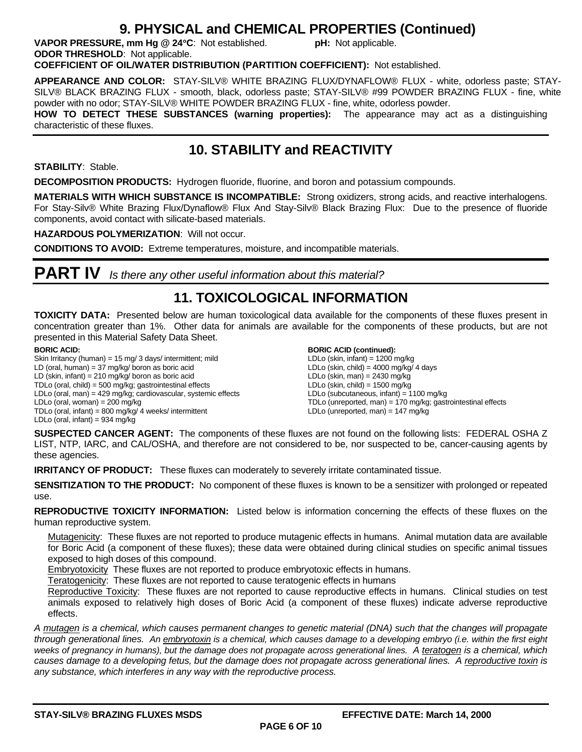## 9. PHYSICAL and CHEMICAL PROPERTIES (Continued)

**VAPOR PRESSURE, mm Hg @ 24°C**: Not established. **pH:** Not applicable.

**ODOR THRESHOLD**: Not applicable.

**COEFFICIENT OF OIL/WATER DISTRIBUTION (PARTITION COEFFICIENT):** Not established.

**APPEARANCE AND COLOR:** STAY-SILV® WHITE BRAZING FLUX/DYNAFLOW® FLUX - white, odorless paste; STAY-SILV® BLACK BRAZING FLUX - smooth, black, odorless paste; STAY-SILV® #99 POWDER BRAZING FLUX - fine, white powder with no odor; STAY-SILV® WHITE POWDER BRAZING FLUX - fine, white, odorless powder.

**HOW TO DETECT THESE SUBSTANCES (warning properties):** The appearance may act as a distinguishing characteristic of these fluxes.

## 10. STABILITY and REACTIVITY

**STABILITY**: Stable.

**DECOMPOSITION PRODUCTS:** Hydrogen fluoride, fluorine, and boron and potassium compounds.

**MATERIALS WITH WHICH SUBSTANCE IS INCOMPATIBLE:** Strong oxidizers, strong acids, and reactive interhalogens. For Stay-Silv® White Brazing Flux/Dynaflow® Flux And Stay-Silv® Black Brazing Flux: Due to the presence of fluoride components, avoid contact with silicate-based materials.

**HAZARDOUS POLYMERIZATION**: Will not occur.

**CONDITIONS TO AVOID:** Extreme temperatures, moisture, and incompatible materials.

# PART IV *Is there any other useful information about this material?*

## 11. TOXICOLOGICAL INFORMATION

**TOXICITY DATA:** Presented below are human toxicological data available for the components of these fluxes present in concentration greater than 1%. Other data for animals are available for the components of these products, but are not presented in this Material Safety Data Sheet.

**BORIC ACID:**
Skin Irritancy (human) = 15 mg/ 3 days/ intermittent; mild
LD (oral, human) = 37 mg/kg/ boron as boric acid
LD (skin, infant) = 210 mg/kg/ boron as boric acid
TDLo (oral, child) = 500 mg/kg; gastrointestinal effects
LDLo (oral, man) = 429 mg/kg; cardiovascular, systemic effects
LDLo (oral, woman) = 200 mg/kg
TDLo (oral, infant) = 800 mg/kg/ 4 weeks/ intermittent
LDLo (oral, infant) = 934 mg/kg

**BORIC ACID (continued):**
LDLo (skin, infant) = 1200 mg/kg
LDLo (skin, child) = 4000 mg/kg/ 4 days
LDLo (skin, man) = 2430 mg/kg
LDLo (skin, child) = 1500 mg/kg
LDLo (subcutaneous, infant) = 1100 mg/kg
TDLo (unreported, man) = 170 mg/kg; gastrointestinal effects
LDLo (unreported, man) = 147 mg/kg

**SUSPECTED CANCER AGENT:** The components of these fluxes are not found on the following lists: FEDERAL OSHA Z LIST, NTP, IARC, and CAL/OSHA, and therefore are not considered to be, nor suspected to be, cancer-causing agents by these agencies.

**IRRITANCY OF PRODUCT:** These fluxes can moderately to severely irritate contaminated tissue.

**SENSITIZATION TO THE PRODUCT:** No component of these fluxes is known to be a sensitizer with prolonged or repeated use.

**REPRODUCTIVE TOXICITY INFORMATION:** Listed below is information concerning the effects of these fluxes on the human reproductive system.

Mutagenicity: These fluxes are not reported to produce mutagenic effects in humans. Animal mutation data are available for Boric Acid (a component of these fluxes); these data were obtained during clinical studies on specific animal tissues exposed to high doses of this compound.

Embryotoxicity These fluxes are not reported to produce embryotoxic effects in humans.

Teratogenicity: These fluxes are not reported to cause teratogenic effects in humans

Reproductive Toxicity: These fluxes are not reported to cause reproductive effects in humans. Clinical studies on test animals exposed to relatively high doses of Boric Acid (a component of these fluxes) indicate adverse reproductive effects.

*A mutagen is a chemical, which causes permanent changes to genetic material (DNA) such that the changes will propagate through generational lines. An embryotoxin is a chemical, which causes damage to a developing embryo (i.e. within the first eight weeks of pregnancy in humans), but the damage does not propagate across generational lines. A teratogen is a chemical, which causes damage to a developing fetus, but the damage does not propagate across generational lines. A reproductive toxin is any substance, which interferes in any way with the reproductive process.*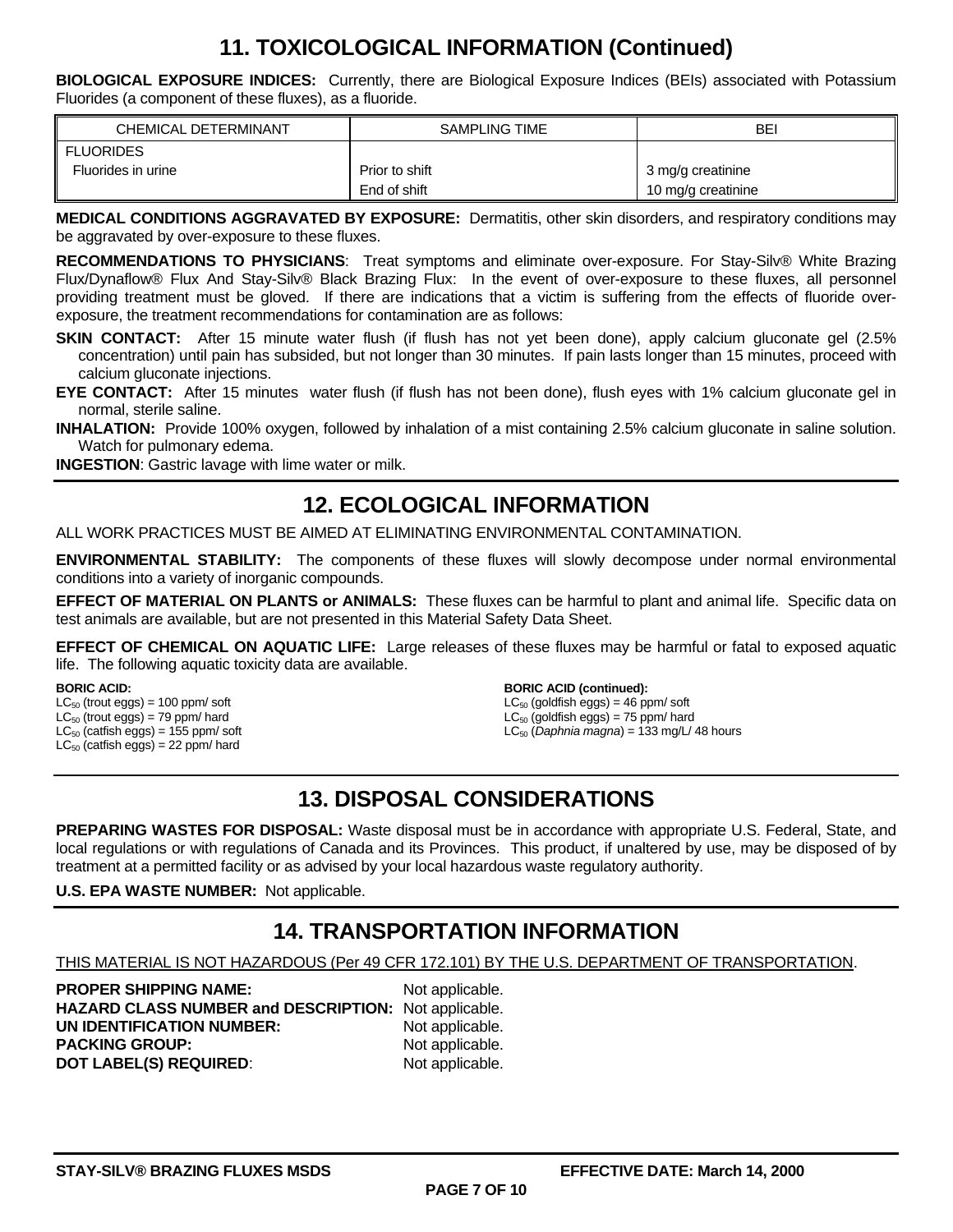## 11. TOXICOLOGICAL INFORMATION (Continued)

**BIOLOGICAL EXPOSURE INDICES:** Currently, there are Biological Exposure Indices (BEIs) associated with Potassium Fluorides (a component of these fluxes), as a fluoride.

| CHEMICAL DETERMINANT | SAMPLING TIME | BEI |
|---|---|---|
| FLUORIDES | | |
| Fluorides in urine | Prior to shift | 3 mg/g creatinine |
| | End of shift | 10 mg/g creatinine |

**MEDICAL CONDITIONS AGGRAVATED BY EXPOSURE:** Dermatitis, other skin disorders, and respiratory conditions may be aggravated by over-exposure to these fluxes.

**RECOMMENDATIONS TO PHYSICIANS**: Treat symptoms and eliminate over-exposure. For Stay-Silv® White Brazing Flux/Dynaflow® Flux And Stay-Silv® Black Brazing Flux: In the event of over-exposure to these fluxes, all personnel providing treatment must be gloved. If there are indications that a victim is suffering from the effects of fluoride over-exposure, the treatment recommendations for contamination are as follows:

**SKIN CONTACT:** After 15 minute water flush (if flush has not yet been done), apply calcium gluconate gel (2.5% concentration) until pain has subsided, but not longer than 30 minutes. If pain lasts longer than 15 minutes, proceed with calcium gluconate injections.

**EYE CONTACT:** After 15 minutes water flush (if flush has not been done), flush eyes with 1% calcium gluconate gel in normal, sterile saline.

**INHALATION:** Provide 100% oxygen, followed by inhalation of a mist containing 2.5% calcium gluconate in saline solution. Watch for pulmonary edema.

**INGESTION**: Gastric lavage with lime water or milk.

## 12. ECOLOGICAL INFORMATION

ALL WORK PRACTICES MUST BE AIMED AT ELIMINATING ENVIRONMENTAL CONTAMINATION.

**ENVIRONMENTAL STABILITY:** The components of these fluxes will slowly decompose under normal environmental conditions into a variety of inorganic compounds.

**EFFECT OF MATERIAL ON PLANTS or ANIMALS:** These fluxes can be harmful to plant and animal life. Specific data on test animals are available, but are not presented in this Material Safety Data Sheet.

**EFFECT OF CHEMICAL ON AQUATIC LIFE:** Large releases of these fluxes may be harmful or fatal to exposed aquatic life. The following aquatic toxicity data are available.

**BORIC ACID:**
$LC_{50}$ (trout eggs) = 100 ppm/ soft
$LC_{50}$ (trout eggs) = 79 ppm/ hard
$LC_{50}$ (catfish eggs) = 155 ppm/ soft
$LC_{50}$ (catfish eggs) = 22 ppm/ hard

**BORIC ACID (continued):**
$LC_{50}$ (goldfish eggs) = 46 ppm/ soft
$LC_{50}$ (goldfish eggs) = 75 ppm/ hard
$LC_{50}$ (*Daphnia magna*) = 133 mg/L/ 48 hours

## 13. DISPOSAL CONSIDERATIONS

**PREPARING WASTES FOR DISPOSAL:** Waste disposal must be in accordance with appropriate U.S. Federal, State, and local regulations or with regulations of Canada and its Provinces. This product, if unaltered by use, may be disposed of by treatment at a permitted facility or as advised by your local hazardous waste regulatory authority.

**U.S. EPA WASTE NUMBER:** Not applicable.

## 14. TRANSPORTATION INFORMATION

THIS MATERIAL IS NOT HAZARDOUS (Per 49 CFR 172.101) BY THE U.S. DEPARTMENT OF TRANSPORTATION.

**PROPER SHIPPING NAME:** Not applicable.
**HAZARD CLASS NUMBER and DESCRIPTION:** Not applicable.
**UN IDENTIFICATION NUMBER:** Not applicable.
**PACKING GROUP:** Not applicable.
**DOT LABEL(S) REQUIRED**: Not applicable.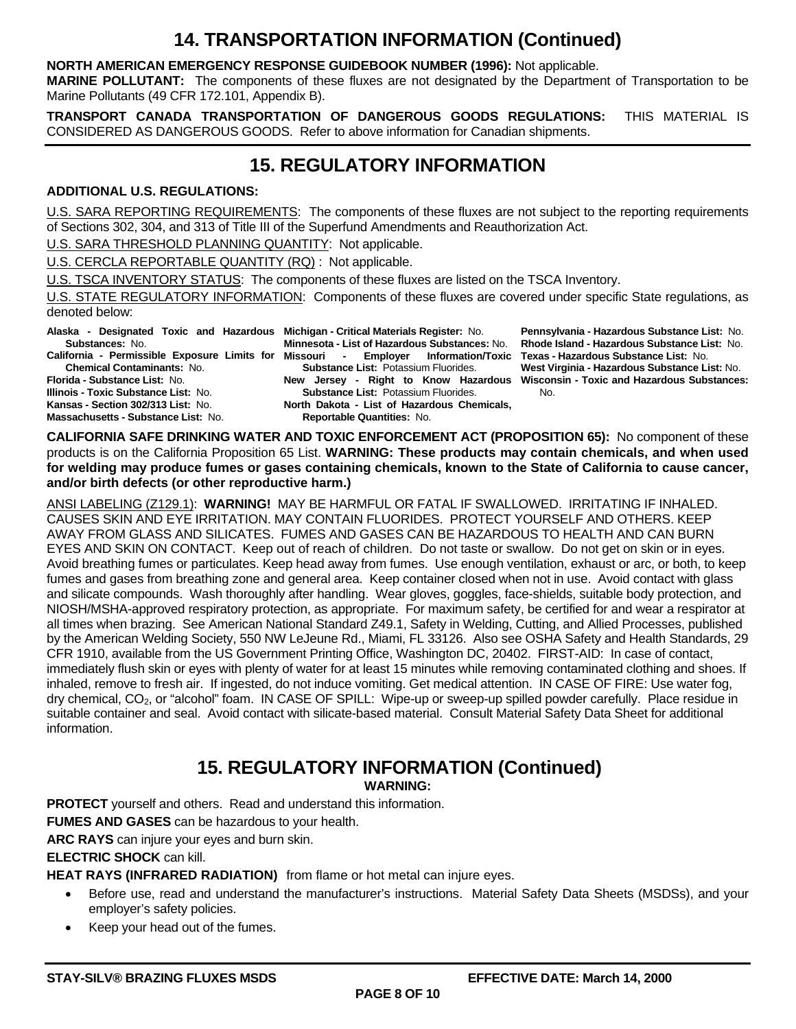# 14. TRANSPORTATION INFORMATION (Continued)

**NORTH AMERICAN EMERGENCY RESPONSE GUIDEBOOK NUMBER (1996):** Not applicable.
**MARINE POLLUTANT:** The components of these fluxes are not designated by the Department of Transportation to be Marine Pollutants (49 CFR 172.101, Appendix B).

**TRANSPORT CANADA TRANSPORTATION OF DANGEROUS GOODS REGULATIONS:** THIS MATERIAL IS CONSIDERED AS DANGEROUS GOODS. Refer to above information for Canadian shipments.

# 15. REGULATORY INFORMATION

**ADDITIONAL U.S. REGULATIONS:**

U.S. SARA REPORTING REQUIREMENTS: The components of these fluxes are not subject to the reporting requirements of Sections 302, 304, and 313 of Title III of the Superfund Amendments and Reauthorization Act.

U.S. SARA THRESHOLD PLANNING QUANTITY: Not applicable.

U.S. CERCLA REPORTABLE QUANTITY (RQ) : Not applicable.

U.S. TSCA INVENTORY STATUS: The components of these fluxes are listed on the TSCA Inventory.

U.S. STATE REGULATORY INFORMATION: Components of these fluxes are covered under specific State regulations, as denoted below:

**Alaska - Designated Toxic and Hazardous Substances:** No.
**California - Permissible Exposure Limits for Chemical Contaminants:** No.
**Florida - Substance List:** No.
**Illinois - Toxic Substance List:** No.
**Kansas - Section 302/313 List:** No.
**Massachusetts - Substance List:** No.
**Michigan - Critical Materials Register:** No.
**Minnesota - List of Hazardous Substances:** No.
**Missouri - Employer Information/Toxic Substance List:** Potassium Fluorides.
**New Jersey - Right to Know Hazardous Substance List:** Potassium Fluorides.
**North Dakota - List of Hazardous Chemicals, Reportable Quantities:** No.
**Pennsylvania - Hazardous Substance List:** No.
**Rhode Island - Hazardous Substance List:** No.
**Texas - Hazardous Substance List:** No.
**West Virginia - Hazardous Substance List:** No.
**Wisconsin - Toxic and Hazardous Substances:** No.

**CALIFORNIA SAFE DRINKING WATER AND TOXIC ENFORCEMENT ACT (PROPOSITION 65):** No component of these products is on the California Proposition 65 List. **WARNING: These products may contain chemicals, and when used for welding may produce fumes or gases containing chemicals, known to the State of California to cause cancer, and/or birth defects (or other reproductive harm.)**

ANSI LABELING (Z129.1): **WARNING!** MAY BE HARMFUL OR FATAL IF SWALLOWED. IRRITATING IF INHALED. CAUSES SKIN AND EYE IRRITATION. MAY CONTAIN FLUORIDES. PROTECT YOURSELF AND OTHERS. KEEP AWAY FROM GLASS AND SILICATES. FUMES AND GASES CAN BE HAZARDOUS TO HEALTH AND CAN BURN EYES AND SKIN ON CONTACT. Keep out of reach of children. Do not taste or swallow. Do not get on skin or in eyes. Avoid breathing fumes or particulates. Keep head away from fumes. Use enough ventilation, exhaust or arc, or both, to keep fumes and gases from breathing zone and general area. Keep container closed when not in use. Avoid contact with glass and silicate compounds. Wash thoroughly after handling. Wear gloves, goggles, face-shields, suitable body protection, and NIOSH/MSHA-approved respiratory protection, as appropriate. For maximum safety, be certified for and wear a respirator at all times when brazing. See American National Standard Z49.1, Safety in Welding, Cutting, and Allied Processes, published by the American Welding Society, 550 NW LeJeune Rd., Miami, FL 33126. Also see OSHA Safety and Health Standards, 29 CFR 1910, available from the US Government Printing Office, Washington DC, 20402. FIRST-AID: In case of contact, immediately flush skin or eyes with plenty of water for at least 15 minutes while removing contaminated clothing and shoes. If inhaled, remove to fresh air. If ingested, do not induce vomiting. Get medical attention. IN CASE OF FIRE: Use water fog, dry chemical, $CO_2$, or "alcohol" foam. IN CASE OF SPILL: Wipe-up or sweep-up spilled powder carefully. Place residue in suitable container and seal. Avoid contact with silicate-based material. Consult Material Safety Data Sheet for additional information.

# 15. REGULATORY INFORMATION (Continued)

**WARNING:**

**PROTECT** yourself and others. Read and understand this information.

**FUMES AND GASES** can be hazardous to your health.

**ARC RAYS** can injure your eyes and burn skin.

**ELECTRIC SHOCK** can kill.

**HEAT RAYS (INFRARED RADIATION)** from flame or hot metal can injure eyes.

- Before use, read and understand the manufacturer's instructions. Material Safety Data Sheets (MSDSs), and your employer's safety policies.
- Keep your head out of the fumes.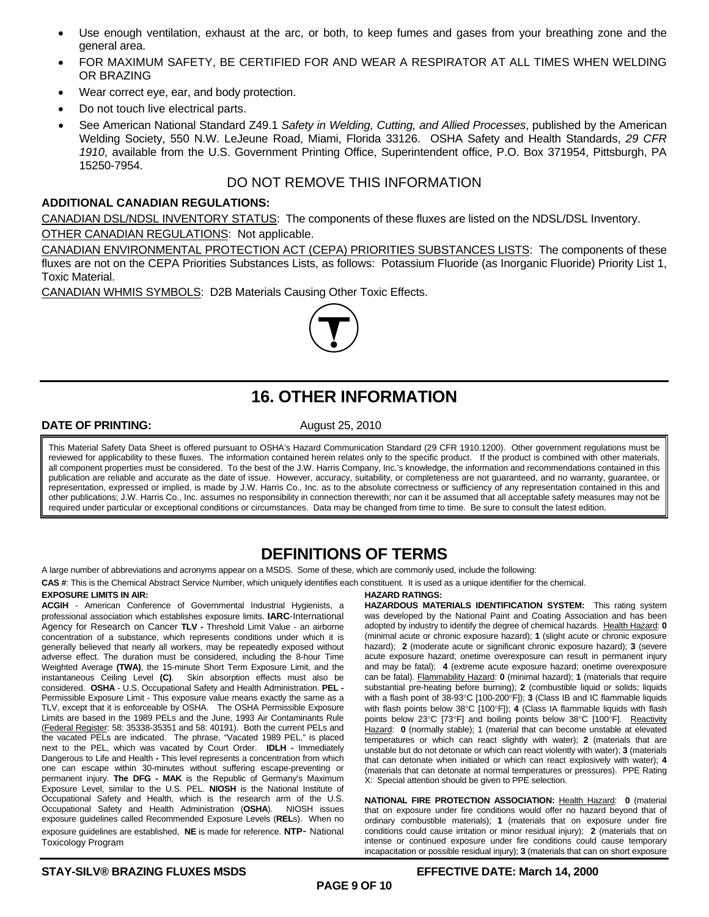- Use enough ventilation, exhaust at the arc, or both, to keep fumes and gases from your breathing zone and the general area.
- FOR MAXIMUM SAFETY, BE CERTIFIED FOR AND WEAR A RESPIRATOR AT ALL TIMES WHEN WELDING OR BRAZING
- Wear correct eye, ear, and body protection.
- Do not touch live electrical parts.
- See American National Standard Z49.1 *Safety in Welding, Cutting, and Allied Processes*, published by the American Welding Society, 550 N.W. LeJeune Road, Miami, Florida 33126. OSHA Safety and Health Standards, *29 CFR 1910*, available from the U.S. Government Printing Office, Superintendent office, P.O. Box 371954, Pittsburgh, PA 15250-7954.

DO NOT REMOVE THIS INFORMATION

**ADDITIONAL CANADIAN REGULATIONS:**

CANADIAN DSL/NDSL INVENTORY STATUS: The components of these fluxes are listed on the NDSL/DSL Inventory.

OTHER CANADIAN REGULATIONS: Not applicable.

CANADIAN ENVIRONMENTAL PROTECTION ACT (CEPA) PRIORITIES SUBSTANCES LISTS: The components of these fluxes are not on the CEPA Priorities Substances Lists, as follows: Potassium Fluoride (as Inorganic Fluoride) Priority List 1, Toxic Material.

CANADIAN WHMIS SYMBOLS: D2B Materials Causing Other Toxic Effects.

# 16. OTHER INFORMATION

**DATE OF PRINTING:** August 25, 2010

This Material Safety Data Sheet is offered pursuant to OSHA's Hazard Communication Standard (29 CFR 1910.1200). Other government regulations must be reviewed for applicability to these fluxes. The information contained herein relates only to the specific product. If the product is combined with other materials, all component properties must be considered. To the best of the J.W. Harris Company, Inc.'s knowledge, the information and recommendations contained in this publication are reliable and accurate as the date of issue. However, accuracy, suitability, or completeness are not guaranteed, and no warranty, guarantee, or representation, expressed or implied, is made by J.W. Harris Co., Inc. as to the absolute correctness or sufficiency of any representation contained in this and other publications; J.W. Harris Co., Inc. assumes no responsibility in connection therewith; nor can it be assumed that all acceptable safety measures may not be required under particular or exceptional conditions or circumstances. Data may be changed from time to time. Be sure to consult the latest edition.

# DEFINITIONS OF TERMS

A large number of abbreviations and acronyms appear on a MSDS. Some of these, which are commonly used, include the following:

**CAS #**: This is the Chemical Abstract Service Number, which uniquely identifies each constituent. It is used as a unique identifier for the chemical.

**EXPOSURE LIMITS IN AIR:**

**ACGIH** - American Conference of Governmental Industrial Hygienists, a professional association which establishes exposure limits. **IARC**-International Agency for Research on Cancer **TLV -** Threshold Limit Value - an airborne concentration of a substance, which represents conditions under which it is generally believed that nearly all workers, may be repeatedly exposed without adverse effect. The duration must be considered, including the 8-hour Time Weighted Average **(TWA)**, the 15-minute Short Term Exposure Limit, and the instantaneous Ceiling Level **(C)**. Skin absorption effects must also be considered. **OSHA** - U.S. Occupational Safety and Health Administration. **PEL -** Permissible Exposure Limit - This exposure value means exactly the same as a TLV, except that it is enforceable by OSHA. The OSHA Permissible Exposure Limits are based in the 1989 PELs and the June, 1993 Air Contaminants Rule (Federal Register: 58: 35338-35351 and 58: 40191). Both the current PELs and the vacated PELs are indicated. The phrase, "Vacated 1989 PEL," is placed next to the PEL, which was vacated by Court Order. **IDLH -** Immediately Dangerous to Life and Health **-** This level represents a concentration from which one can escape within 30-minutes without suffering escape-preventing or permanent injury. **The DFG - MAK** is the Republic of Germany's Maximum Exposure Level, similar to the U.S. PEL. **NIOSH** is the National Institute of Occupational Safety and Health, which is the research arm of the U.S. Occupational Safety and Health Administration (**OSHA**). NIOSH issues exposure guidelines called Recommended Exposure Levels (**REL**s). When no exposure guidelines are established, **NE** is made for reference. **NTP**- National Toxicology Program

**HAZARD RATINGS:**

**HAZARDOUS MATERIALS IDENTIFICATION SYSTEM:** This rating system was developed by the National Paint and Coating Association and has been adopted by industry to identify the degree of chemical hazards. Health Hazard: **0** (minimal acute or chronic exposure hazard); **1** (slight acute or chronic exposure hazard); **2** (moderate acute or significant chronic exposure hazard); **3** (severe acute exposure hazard; onetime overexposure can result in permanent injury and may be fatal); **4** (extreme acute exposure hazard; onetime overexposure can be fatal). Flammability Hazard: **0** (minimal hazard); **1** (materials that require substantial pre-heating before burning); **2** (combustible liquid or solids; liquids with a flash point of 38-93°C [100-200°F]); **3** (Class IB and IC flammable liquids with flash points below 38°C [100°F]); **4** (Class IA flammable liquids with flash points below 23°C [73°F] and boiling points below 38°C [100°F]. Reactivity Hazard: **0** (normally stable); 1 (material that can become unstable at elevated temperatures or which can react slightly with water); **2** (materials that are unstable but do not detonate or which can react violently with water); **3** (materials that can detonate when initiated or which can react explosively with water); **4** (materials that can detonate at normal temperatures or pressures). PPE Rating X: Special attention should be given to PPE selection.

**NATIONAL FIRE PROTECTION ASSOCIATION:** Health Hazard: **0** (material that on exposure under fire conditions would offer no hazard beyond that of ordinary combustible materials); **1** (materials that on exposure under fire conditions could cause irritation or minor residual injury); **2** (materials that on intense or continued exposure under fire conditions could cause temporary incapacitation or possible residual injury); **3** (materials that can on short exposure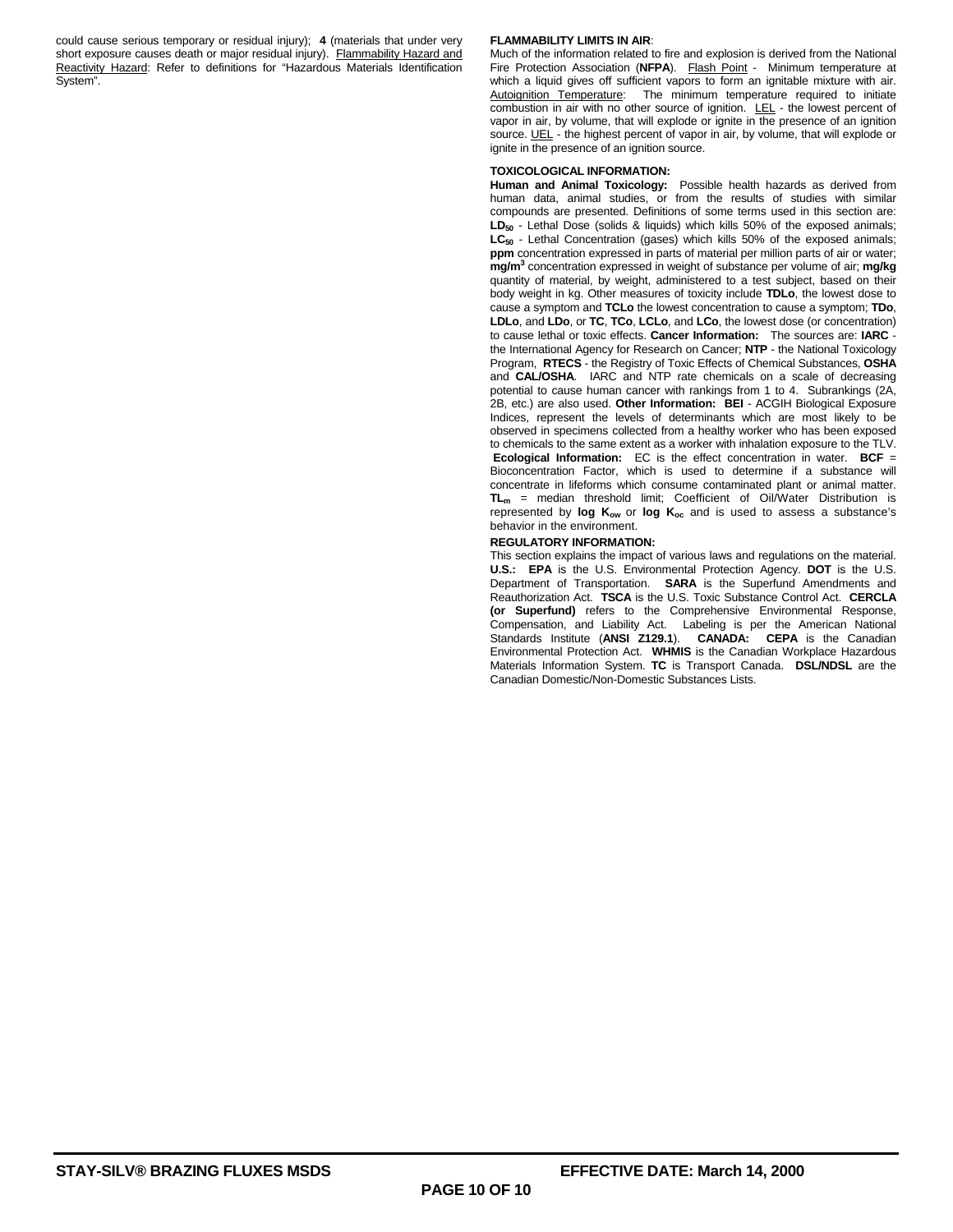could cause serious temporary or residual injury); **4** (materials that under very short exposure causes death or major residual injury). Flammability Hazard and Reactivity Hazard: Refer to definitions for "Hazardous Materials Identification System".

**FLAMMABILITY LIMITS IN AIR**:

Much of the information related to fire and explosion is derived from the National Fire Protection Association (**NFPA**). Flash Point - Minimum temperature at which a liquid gives off sufficient vapors to form an ignitable mixture with air. Autoignition Temperature: The minimum temperature required to initiate combustion in air with no other source of ignition. LEL - the lowest percent of vapor in air, by volume, that will explode or ignite in the presence of an ignition source. UEL - the highest percent of vapor in air, by volume, that will explode or ignite in the presence of an ignition source.

**TOXICOLOGICAL INFORMATION:**

**Human and Animal Toxicology:** Possible health hazards as derived from human data, animal studies, or from the results of studies with similar compounds are presented. Definitions of some terms used in this section are: **$LD_{50}$** - Lethal Dose (solids & liquids) which kills 50% of the exposed animals; **$LC_{50}$** - Lethal Concentration (gases) which kills 50% of the exposed animals; **ppm** concentration expressed in parts of material per million parts of air or water; **$mg/m^3$** concentration expressed in weight of substance per volume of air; **mg/kg** quantity of material, by weight, administered to a test subject, based on their body weight in kg. Other measures of toxicity include **TDLo**, the lowest dose to cause a symptom and **TCLo** the lowest concentration to cause a symptom; **TDo**, **LDLo**, and **LDo**, or **TC**, **TCo**, **LCLo**, and **LCo**, the lowest dose (or concentration) to cause lethal or toxic effects. **Cancer Information:** The sources are: **IARC** - the International Agency for Research on Cancer; **NTP** - the National Toxicology Program, **RTECS** - the Registry of Toxic Effects of Chemical Substances, **OSHA** and **CAL/OSHA**. IARC and NTP rate chemicals on a scale of decreasing potential to cause human cancer with rankings from 1 to 4. Subrankings (2A, 2B, etc.) are also used. **Other Information: BEI** - ACGIH Biological Exposure Indices, represent the levels of determinants which are most likely to be observed in specimens collected from a healthy worker who has been exposed to chemicals to the same extent as a worker with inhalation exposure to the TLV. **Ecological Information:** EC is the effect concentration in water. **BCF** = Bioconcentration Factor, which is used to determine if a substance will concentrate in lifeforms which consume contaminated plant or animal matter. **$TL_m$** = median threshold limit; Coefficient of Oil/Water Distribution is represented by **$\log K_{ow}$** or **$\log K_{oc}$** and is used to assess a substance's behavior in the environment.

**REGULATORY INFORMATION:**

This section explains the impact of various laws and regulations on the material. **U.S.: EPA** is the U.S. Environmental Protection Agency. **DOT** is the U.S. Department of Transportation. **SARA** is the Superfund Amendments and Reauthorization Act. **TSCA** is the U.S. Toxic Substance Control Act. **CERCLA (or Superfund)** refers to the Comprehensive Environmental Response, Compensation, and Liability Act. Labeling is per the American National Standards Institute (**ANSI Z129.1**). **CANADA: CEPA** is the Canadian Environmental Protection Act. **WHMIS** is the Canadian Workplace Hazardous Materials Information System. **TC** is Transport Canada. **DSL/NDSL** are the Canadian Domestic/Non-Domestic Substances Lists.